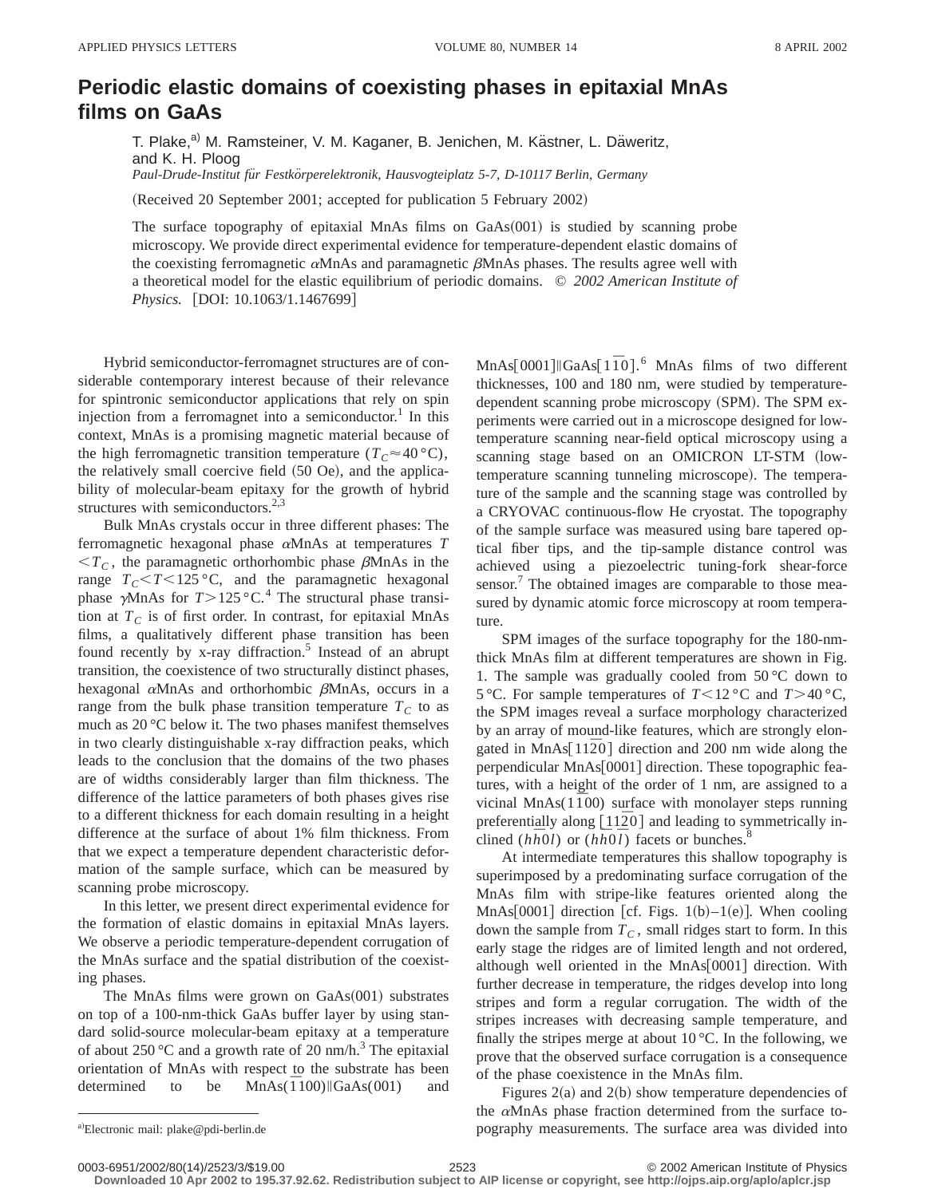# Periodic elastic domains of coexisting phases in epitaxial MnAs films on GaAs

T. Plake,[a)] M. Ramsteiner, V. M. Kaganer, B. Jenichen, M. Kästner, L. Däweritz, and K. H. Ploog

*Paul-Drude-Institut für Festkörperelektronik, Hausvogteiplatz 5-7, D-10117 Berlin, Germany*

(Received 20 September 2001; accepted for publication 5 February 2002)

The surface topography of epitaxial MnAs films on GaAs(001) is studied by scanning probe microscopy. We provide direct experimental evidence for temperature-dependent elastic domains of the coexisting ferromagnetic $\alpha$MnAs and paramagnetic $\beta$MnAs phases. The results agree well with a theoretical model for the elastic equilibrium of periodic domains. © *2002 American Institute of Physics.* [DOI: 10.1063/1.1467699]

Hybrid semiconductor-ferromagnet structures are of considerable contemporary interest because of their relevance for spintronic semiconductor applications that rely on spin injection from a ferromagnet into a semiconductor.[1] In this context, MnAs is a promising magnetic material because of the high ferromagnetic transition temperature ($T_C \approx 40\,°\mathrm{C}$), the relatively small coercive field (50 Oe), and the applicability of molecular-beam epitaxy for the growth of hybrid structures with semiconductors.[2,3]

Bulk MnAs crystals occur in three different phases: The ferromagnetic hexagonal phase $\alpha$MnAs at temperatures $T < T_C$, the paramagnetic orthorhombic phase $\beta$MnAs in the range $T_C < T < 125\,°\mathrm{C}$, and the paramagnetic hexagonal phase $\gamma$MnAs for $T > 125\,°\mathrm{C}$.[4] The structural phase transition at $T_C$ is of first order. In contrast, for epitaxial MnAs films, a qualitatively different phase transition has been found recently by x-ray diffraction.[5] Instead of an abrupt transition, the coexistence of two structurally distinct phases, hexagonal $\alpha$MnAs and orthorhombic $\beta$MnAs, occurs in a range from the bulk phase transition temperature $T_C$ to as much as 20 °C below it. The two phases manifest themselves in two clearly distinguishable x-ray diffraction peaks, which leads to the conclusion that the domains of the two phases are of widths considerably larger than film thickness. The difference of the lattice parameters of both phases gives rise to a different thickness for each domain resulting in a height difference at the surface of about 1% film thickness. From that we expect a temperature dependent characteristic deformation of the sample surface, which can be measured by scanning probe microscopy.

In this letter, we present direct experimental evidence for the formation of elastic domains in epitaxial MnAs layers. We observe a periodic temperature-dependent corrugation of the MnAs surface and the spatial distribution of the coexisting phases.

The MnAs films were grown on GaAs(001) substrates on top of a 100-nm-thick GaAs buffer layer by using standard solid-source molecular-beam epitaxy at a temperature of about 250 °C and a growth rate of 20 nm/h.[3] The epitaxial orientation of MnAs with respect to the substrate has been determined to be MnAs($\bar{1}100$)‖GaAs(001) and MnAs[0001]‖GaAs[$1\bar{1}0$].[6] MnAs films of two different thicknesses, 100 and 180 nm, were studied by temperature-dependent scanning probe microscopy (SPM). The SPM experiments were carried out in a microscope designed for low-temperature scanning near-field optical microscopy using a scanning stage based on an OMICRON LT-STM (low-temperature scanning tunneling microscope). The temperature of the sample and the scanning stage was controlled by a CRYOVAC continuous-flow He cryostat. The topography of the sample surface was measured using bare tapered optical fiber tips, and the tip-sample distance control was achieved using a piezoelectric tuning-fork shear-force sensor.[7] The obtained images are comparable to those measured by dynamic atomic force microscopy at room temperature.

SPM images of the surface topography for the 180-nm-thick MnAs film at different temperatures are shown in Fig. 1. The sample was gradually cooled from 50 °C down to 5 °C. For sample temperatures of $T < 12\,°\mathrm{C}$ and $T > 40\,°\mathrm{C}$, the SPM images reveal a surface morphology characterized by an array of mound-like features, which are strongly elongated in MnAs[$11\bar{2}0$] direction and 200 nm wide along the perpendicular MnAs[0001] direction. These topographic features, with a height of the order of 1 nm, are assigned to a vicinal MnAs($1\bar{1}00$) surface with monolayer steps running preferentially along [$\underline{1}1\bar{2}0$] and leading to symmetrically inclined ($hh\bar{0}l$) or ($hh0\bar{l}$) facets or bunches.[8]

At intermediate temperatures this shallow topography is superimposed by a predominating surface corrugation of the MnAs film with stripe-like features oriented along the MnAs[0001] direction [cf. Figs. 1(b)–1(e)]. When cooling down the sample from $T_C$, small ridges start to form. In this early stage the ridges are of limited length and not ordered, although well oriented in the MnAs[0001] direction. With further decrease in temperature, the ridges develop into long stripes and form a regular corrugation. The width of the stripes increases with decreasing sample temperature, and finally the stripes merge at about 10 °C. In the following, we prove that the observed surface corrugation is a consequence of the phase coexistence in the MnAs film.

Figures 2(a) and 2(b) show temperature dependencies of the $\alpha$MnAs phase fraction determined from the surface topography measurements. The surface area was divided into

[a)]Electronic mail: plake@pdi-berlin.de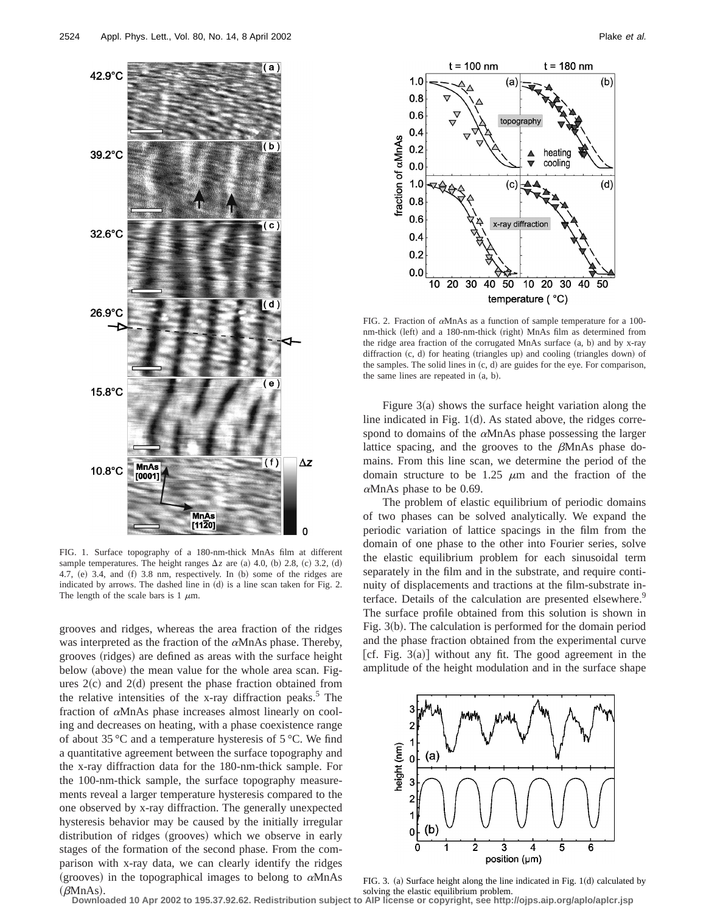FIG. 1. Surface topography of a 180-nm-thick MnAs film at different sample temperatures. The height ranges $\Delta z$ are (a) 4.0, (b) 2.8, (c) 3.2, (d) 4.7, (e) 3.4, and (f) 3.8 nm, respectively. In (b) some of the ridges are indicated by arrows. The dashed line in (d) is a line scan taken for Fig. 2. The length of the scale bars is 1 $\mu$m.

grooves and ridges, whereas the area fraction of the ridges was interpreted as the fraction of the $\alpha$MnAs phase. Thereby, grooves (ridges) are defined as areas with the surface height below (above) the mean value for the whole area scan. Figures 2(c) and 2(d) present the phase fraction obtained from the relative intensities of the x-ray diffraction peaks.[5] The fraction of $\alpha$MnAs phase increases almost linearly on cooling and decreases on heating, with a phase coexistence range of about 35 °C and a temperature hysteresis of 5 °C. We find a quantitative agreement between the surface topography and the x-ray diffraction data for the 180-nm-thick sample. For the 100-nm-thick sample, the surface topography measurements reveal a larger temperature hysteresis compared to the one observed by x-ray diffraction. The generally unexpected hysteresis behavior may be caused by the initially irregular distribution of ridges (grooves) which we observe in early stages of the formation of the second phase. From the comparison with x-ray data, we can clearly identify the ridges (grooves) in the topographical images to belong to $\alpha$MnAs ($\beta$MnAs).

FIG. 2. Fraction of $\alpha$MnAs as a function of sample temperature for a 100-nm-thick (left) and a 180-nm-thick (right) MnAs film as determined from the ridge area fraction of the corrugated MnAs surface (a, b) and by x-ray diffraction (c, d) for heating (triangles up) and cooling (triangles down) of the samples. The solid lines in (c, d) are guides for the eye. For comparison, the same lines are repeated in (a, b).

Figure 3(a) shows the surface height variation along the line indicated in Fig. 1(d). As stated above, the ridges correspond to domains of the $\alpha$MnAs phase possessing the larger lattice spacing, and the grooves to the $\beta$MnAs phase domains. From this line scan, we determine the period of the domain structure to be 1.25 $\mu$m and the fraction of the $\alpha$MnAs phase to be 0.69.

The problem of elastic equilibrium of periodic domains of two phases can be solved analytically. We expand the periodic variation of lattice spacings in the film from the domain of one phase to the other into Fourier series, solve the elastic equilibrium problem for each sinusoidal term separately in the film and in the substrate, and require continuity of displacements and tractions at the film-substrate interface. Details of the calculation are presented elsewhere.[9] The surface profile obtained from this solution is shown in Fig. 3(b). The calculation is performed for the domain period and the phase fraction obtained from the experimental curve [cf. Fig. 3(a)] without any fit. The good agreement in the amplitude of the height modulation and in the surface shape

FIG. 3. (a) Surface height along the line indicated in Fig. 1(d) calculated by solving the elastic equilibrium problem.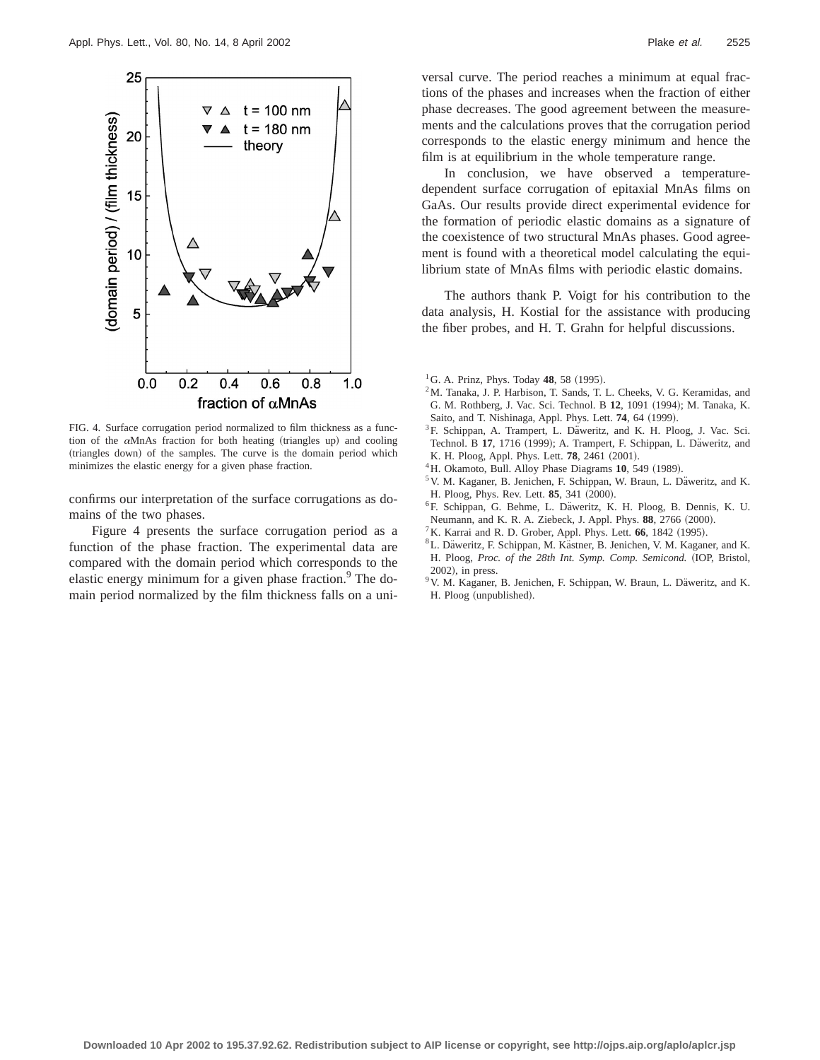25

20

15

10

5

(domain period) / (film thickness)

0.0 0.2 0.4 0.6 0.8 1.0

fraction of αMnAs

t = 100 nm

t = 180 nm

theory

FIG. 4. Surface corrugation period normalized to film thickness as a function of the $\alpha$MnAs fraction for both heating (triangles up) and cooling (triangles down) of the samples. The curve is the domain period which minimizes the elastic energy for a given phase fraction.

confirms our interpretation of the surface corrugations as domains of the two phases.

Figure 4 presents the surface corrugation period as a function of the phase fraction. The experimental data are compared with the domain period which corresponds to the elastic energy minimum for a given phase fraction.[9] The domain period normalized by the film thickness falls on a universal curve. The period reaches a minimum at equal fractions of the phases and increases when the fraction of either phase decreases. The good agreement between the measurements and the calculations proves that the corrugation period corresponds to the elastic energy minimum and hence the film is at equilibrium in the whole temperature range.

In conclusion, we have observed a temperature-dependent surface corrugation of epitaxial MnAs films on GaAs. Our results provide direct experimental evidence for the formation of periodic elastic domains as a signature of the coexistence of two structural MnAs phases. Good agreement is found with a theoretical model calculating the equilibrium state of MnAs films with periodic elastic domains.

The authors thank P. Voigt for his contribution to the data analysis, H. Kostial for the assistance with producing the fiber probes, and H. T. Grahn for helpful discussions.

[1] G. A. Prinz, Phys. Today **48**, 58 (1995).

[2] M. Tanaka, J. P. Harbison, T. Sands, T. L. Cheeks, V. G. Keramidas, and G. M. Rothberg, J. Vac. Sci. Technol. B **12**, 1091 (1994); M. Tanaka, K. Saito, and T. Nishinaga, Appl. Phys. Lett. **74**, 64 (1999).

[3] F. Schippan, A. Trampert, L. Däweritz, and K. H. Ploog, J. Vac. Sci. Technol. B **17**, 1716 (1999); A. Trampert, F. Schippan, L. Däweritz, and K. H. Ploog, Appl. Phys. Lett. **78**, 2461 (2001).

[4] H. Okamoto, Bull. Alloy Phase Diagrams **10**, 549 (1989).

[5] V. M. Kaganer, B. Jenichen, F. Schippan, W. Braun, L. Däweritz, and K. H. Ploog, Phys. Rev. Lett. **85**, 341 (2000).

[6] F. Schippan, G. Behme, L. Däweritz, K. H. Ploog, B. Dennis, K. U. Neumann, and K. R. A. Ziebeck, J. Appl. Phys. **88**, 2766 (2000).

[7] K. Karrai and R. D. Grober, Appl. Phys. Lett. **66**, 1842 (1995).

[8] L. Däweritz, F. Schippan, M. Kästner, B. Jenichen, V. M. Kaganer, and K. H. Ploog, *Proc. of the 28th Int. Symp. Comp. Semicond.* (IOP, Bristol, 2002), in press.

[9] V. M. Kaganer, B. Jenichen, F. Schippan, W. Braun, L. Däweritz, and K. H. Ploog (unpublished).